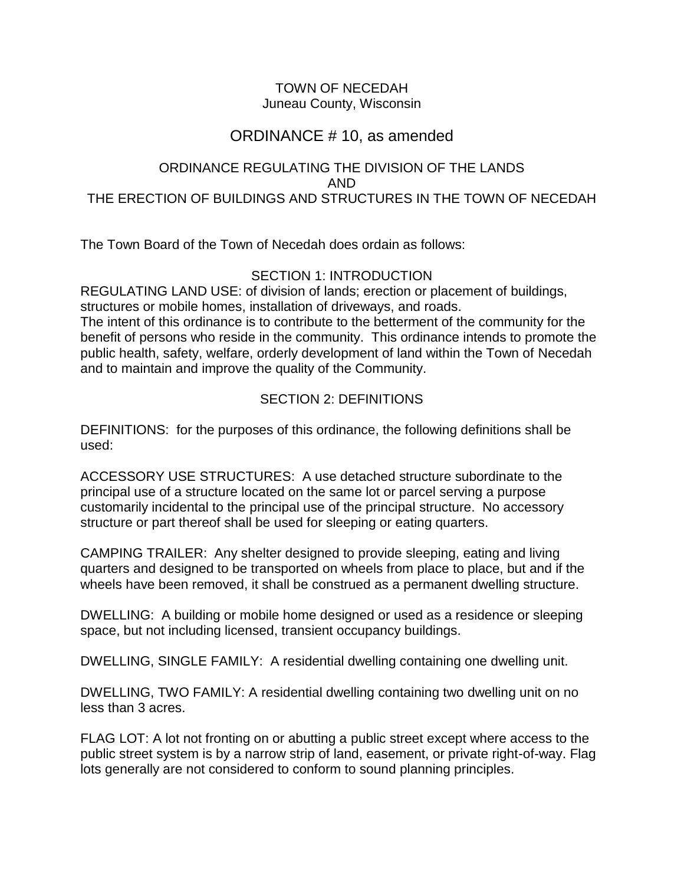TOWN OF NECEDAH
Juneau County, Wisconsin

# ORDINANCE # 10, as amended

## ORDINANCE REGULATING THE DIVISION OF THE LANDS AND THE ERECTION OF BUILDINGS AND STRUCTURES IN THE TOWN OF NECEDAH

The Town Board of the Town of Necedah does ordain as follows:

### SECTION 1: INTRODUCTION

REGULATING LAND USE: of division of lands; erection or placement of buildings, structures or mobile homes, installation of driveways, and roads.

The intent of this ordinance is to contribute to the betterment of the community for the benefit of persons who reside in the community. This ordinance intends to promote the public health, safety, welfare, orderly development of land within the Town of Necedah and to maintain and improve the quality of the Community.

### SECTION 2: DEFINITIONS

DEFINITIONS: for the purposes of this ordinance, the following definitions shall be used:

ACCESSORY USE STRUCTURES: A use detached structure subordinate to the principal use of a structure located on the same lot or parcel serving a purpose customarily incidental to the principal use of the principal structure. No accessory structure or part thereof shall be used for sleeping or eating quarters.

CAMPING TRAILER: Any shelter designed to provide sleeping, eating and living quarters and designed to be transported on wheels from place to place, but and if the wheels have been removed, it shall be construed as a permanent dwelling structure.

DWELLING: A building or mobile home designed or used as a residence or sleeping space, but not including licensed, transient occupancy buildings.

DWELLING, SINGLE FAMILY: A residential dwelling containing one dwelling unit.

DWELLING, TWO FAMILY: A residential dwelling containing two dwelling unit on no less than 3 acres.

FLAG LOT: A lot not fronting on or abutting a public street except where access to the public street system is by a narrow strip of land, easement, or private right-of-way. Flag lots generally are not considered to conform to sound planning principles.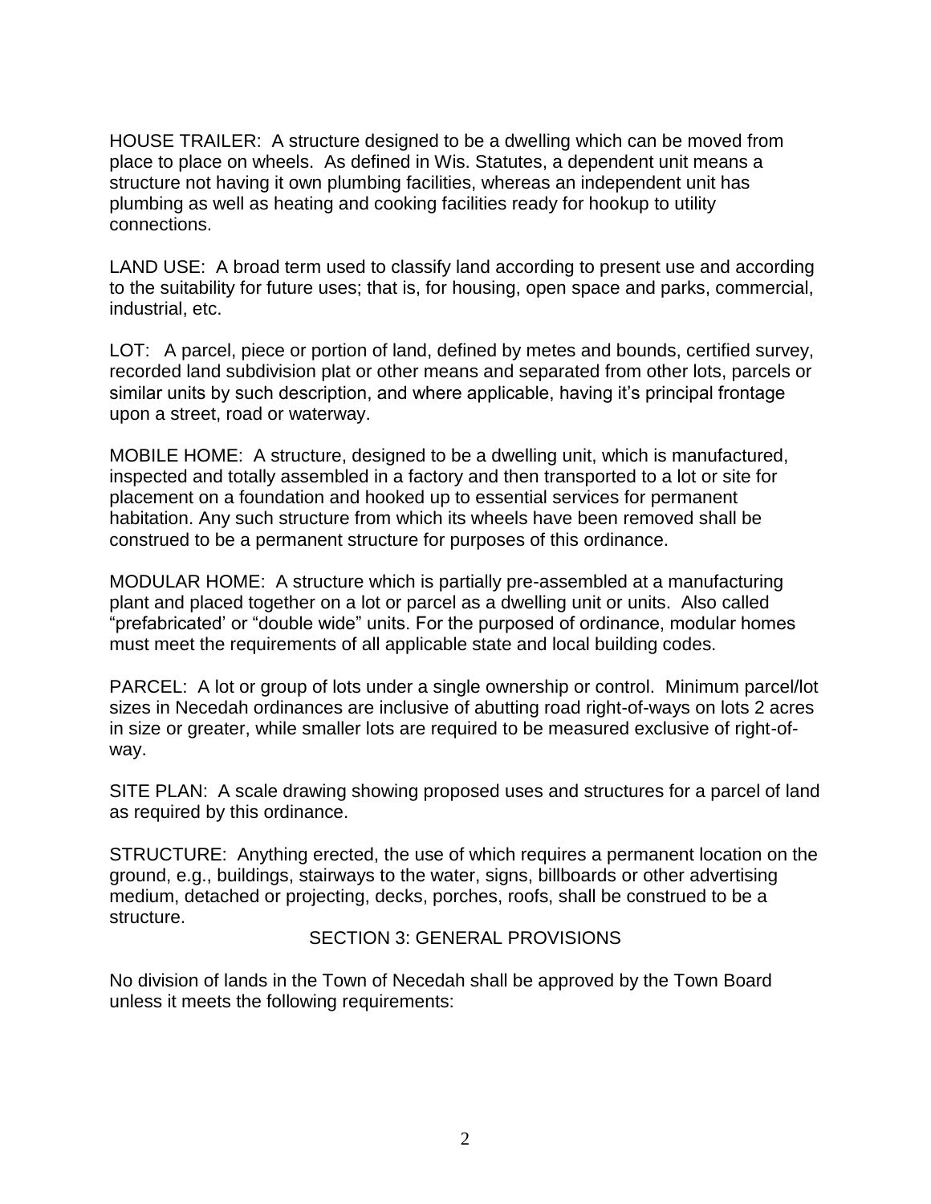HOUSE TRAILER: A structure designed to be a dwelling which can be moved from place to place on wheels. As defined in Wis. Statutes, a dependent unit means a structure not having it own plumbing facilities, whereas an independent unit has plumbing as well as heating and cooking facilities ready for hookup to utility connections.

LAND USE: A broad term used to classify land according to present use and according to the suitability for future uses; that is, for housing, open space and parks, commercial, industrial, etc.

LOT: A parcel, piece or portion of land, defined by metes and bounds, certified survey, recorded land subdivision plat or other means and separated from other lots, parcels or similar units by such description, and where applicable, having it's principal frontage upon a street, road or waterway.

MOBILE HOME: A structure, designed to be a dwelling unit, which is manufactured, inspected and totally assembled in a factory and then transported to a lot or site for placement on a foundation and hooked up to essential services for permanent habitation. Any such structure from which its wheels have been removed shall be construed to be a permanent structure for purposes of this ordinance.

MODULAR HOME: A structure which is partially pre-assembled at a manufacturing plant and placed together on a lot or parcel as a dwelling unit or units. Also called "prefabricated' or "double wide" units. For the purposed of ordinance, modular homes must meet the requirements of all applicable state and local building codes.

PARCEL: A lot or group of lots under a single ownership or control. Minimum parcel/lot sizes in Necedah ordinances are inclusive of abutting road right-of-ways on lots 2 acres in size or greater, while smaller lots are required to be measured exclusive of right-of-way.

SITE PLAN: A scale drawing showing proposed uses and structures for a parcel of land as required by this ordinance.

STRUCTURE: Anything erected, the use of which requires a permanent location on the ground, e.g., buildings, stairways to the water, signs, billboards or other advertising medium, detached or projecting, decks, porches, roofs, shall be construed to be a structure.

## SECTION 3: GENERAL PROVISIONS

No division of lands in the Town of Necedah shall be approved by the Town Board unless it meets the following requirements: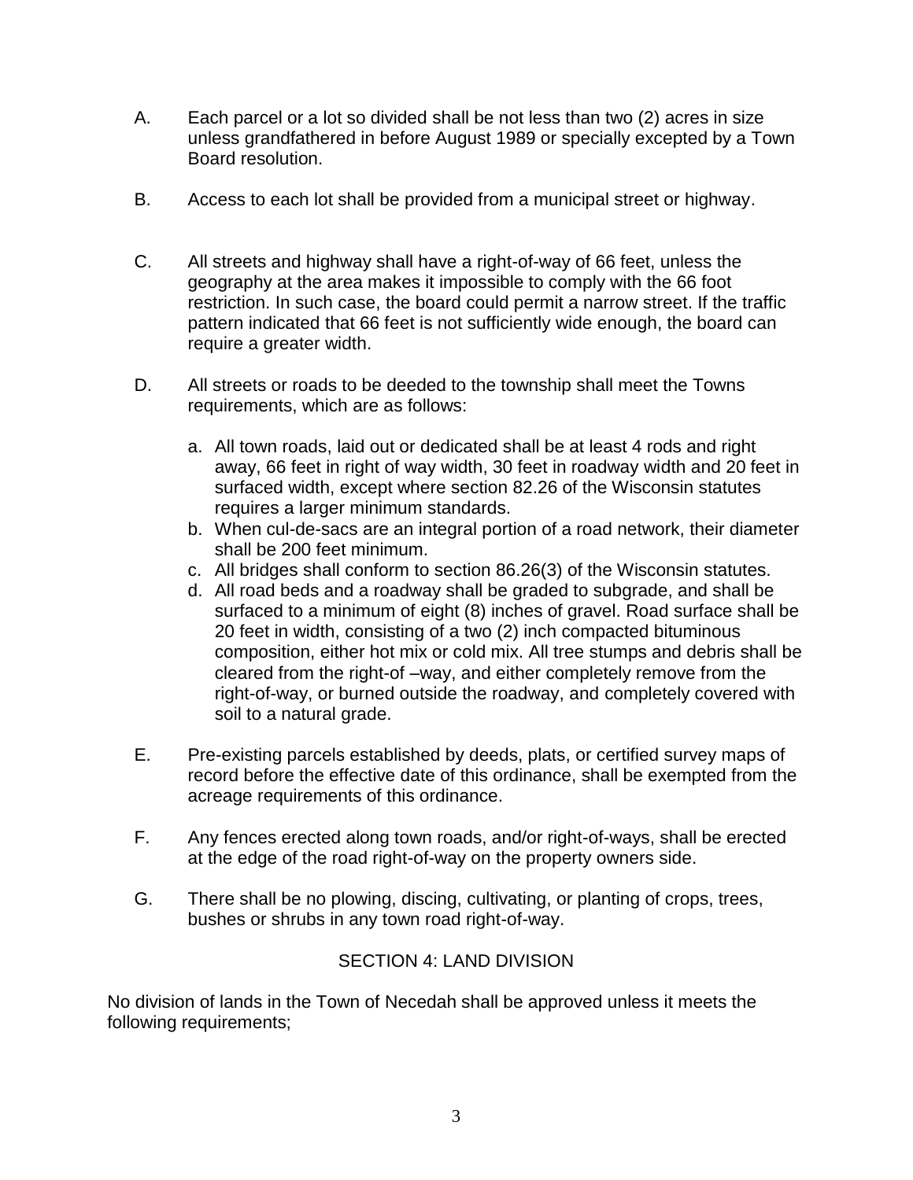A. Each parcel or a lot so divided shall be not less than two (2) acres in size unless grandfathered in before August 1989 or specially excepted by a Town Board resolution.

B. Access to each lot shall be provided from a municipal street or highway.

C. All streets and highway shall have a right-of-way of 66 feet, unless the geography at the area makes it impossible to comply with the 66 foot restriction. In such case, the board could permit a narrow street. If the traffic pattern indicated that 66 feet is not sufficiently wide enough, the board can require a greater width.

D. All streets or roads to be deeded to the township shall meet the Towns requirements, which are as follows:

   a. All town roads, laid out or dedicated shall be at least 4 rods and right away, 66 feet in right of way width, 30 feet in roadway width and 20 feet in surfaced width, except where section 82.26 of the Wisconsin statutes requires a larger minimum standards.
   b. When cul-de-sacs are an integral portion of a road network, their diameter shall be 200 feet minimum.
   c. All bridges shall conform to section 86.26(3) of the Wisconsin statutes.
   d. All road beds and a roadway shall be graded to subgrade, and shall be surfaced to a minimum of eight (8) inches of gravel. Road surface shall be 20 feet in width, consisting of a two (2) inch compacted bituminous composition, either hot mix or cold mix. All tree stumps and debris shall be cleared from the right-of –way, and either completely remove from the right-of-way, or burned outside the roadway, and completely covered with soil to a natural grade.

E. Pre-existing parcels established by deeds, plats, or certified survey maps of record before the effective date of this ordinance, shall be exempted from the acreage requirements of this ordinance.

F. Any fences erected along town roads, and/or right-of-ways, shall be erected at the edge of the road right-of-way on the property owners side.

G. There shall be no plowing, discing, cultivating, or planting of crops, trees, bushes or shrubs in any town road right-of-way.

## SECTION 4: LAND DIVISION

No division of lands in the Town of Necedah shall be approved unless it meets the following requirements;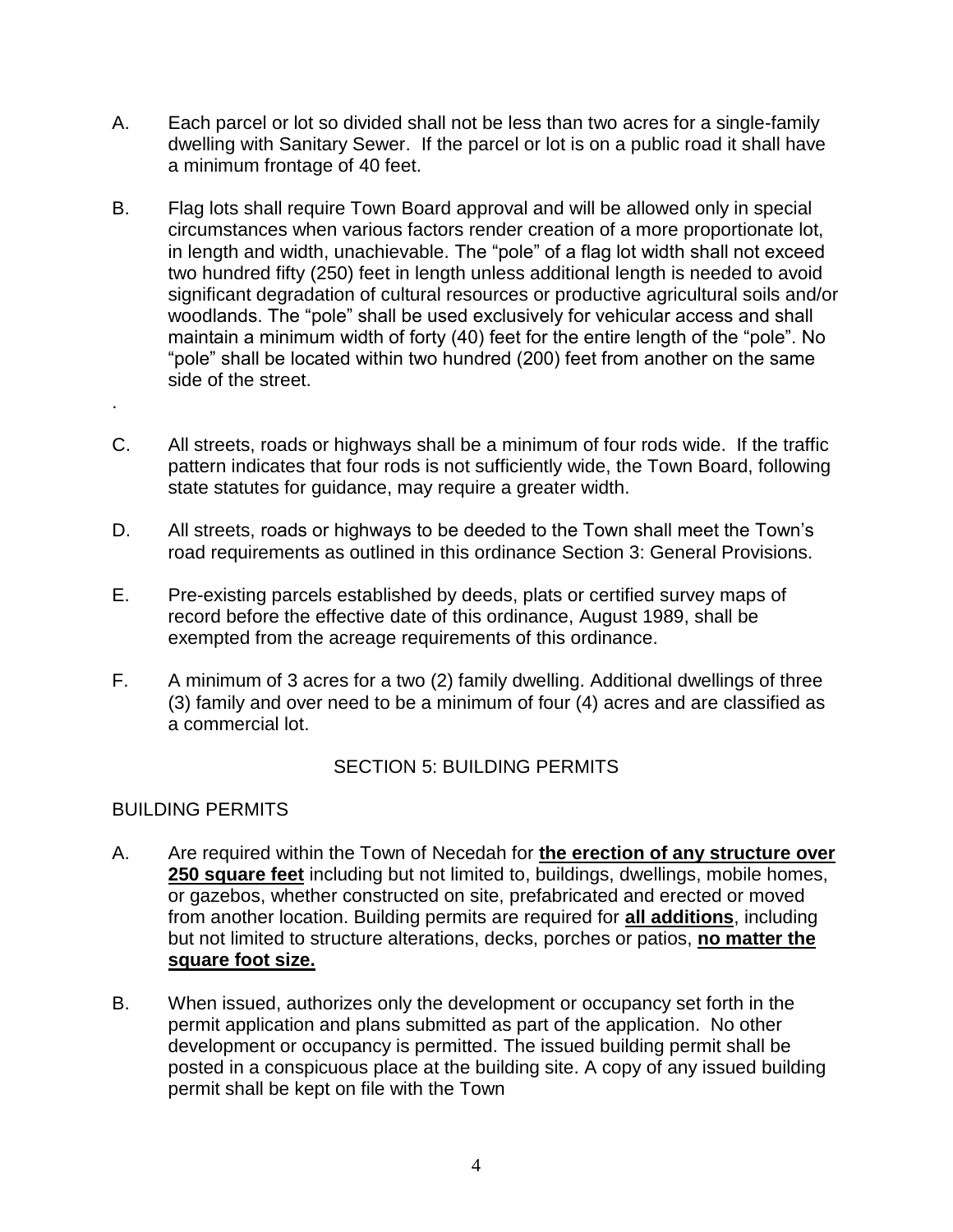A. Each parcel or lot so divided shall not be less than two acres for a single-family dwelling with Sanitary Sewer. If the parcel or lot is on a public road it shall have a minimum frontage of 40 feet.

B. Flag lots shall require Town Board approval and will be allowed only in special circumstances when various factors render creation of a more proportionate lot, in length and width, unachievable. The "pole" of a flag lot width shall not exceed two hundred fifty (250) feet in length unless additional length is needed to avoid significant degradation of cultural resources or productive agricultural soils and/or woodlands. The "pole" shall be used exclusively for vehicular access and shall maintain a minimum width of forty (40) feet for the entire length of the "pole". No "pole" shall be located within two hundred (200) feet from another on the same side of the street.

.

C. All streets, roads or highways shall be a minimum of four rods wide. If the traffic pattern indicates that four rods is not sufficiently wide, the Town Board, following state statutes for guidance, may require a greater width.

D. All streets, roads or highways to be deeded to the Town shall meet the Town's road requirements as outlined in this ordinance Section 3: General Provisions.

E. Pre-existing parcels established by deeds, plats or certified survey maps of record before the effective date of this ordinance, August 1989, shall be exempted from the acreage requirements of this ordinance.

F. A minimum of 3 acres for a two (2) family dwelling. Additional dwellings of three (3) family and over need to be a minimum of four (4) acres and are classified as a commercial lot.

## SECTION 5: BUILDING PERMITS

BUILDING PERMITS

A. Are required within the Town of Necedah for **the erection of any structure over 250 square feet** including but not limited to, buildings, dwellings, mobile homes, or gazebos, whether constructed on site, prefabricated and erected or moved from another location. Building permits are required for **all additions**, including but not limited to structure alterations, decks, porches or patios, **no matter the square foot size.**

B. When issued, authorizes only the development or occupancy set forth in the permit application and plans submitted as part of the application. No other development or occupancy is permitted. The issued building permit shall be posted in a conspicuous place at the building site. A copy of any issued building permit shall be kept on file with the Town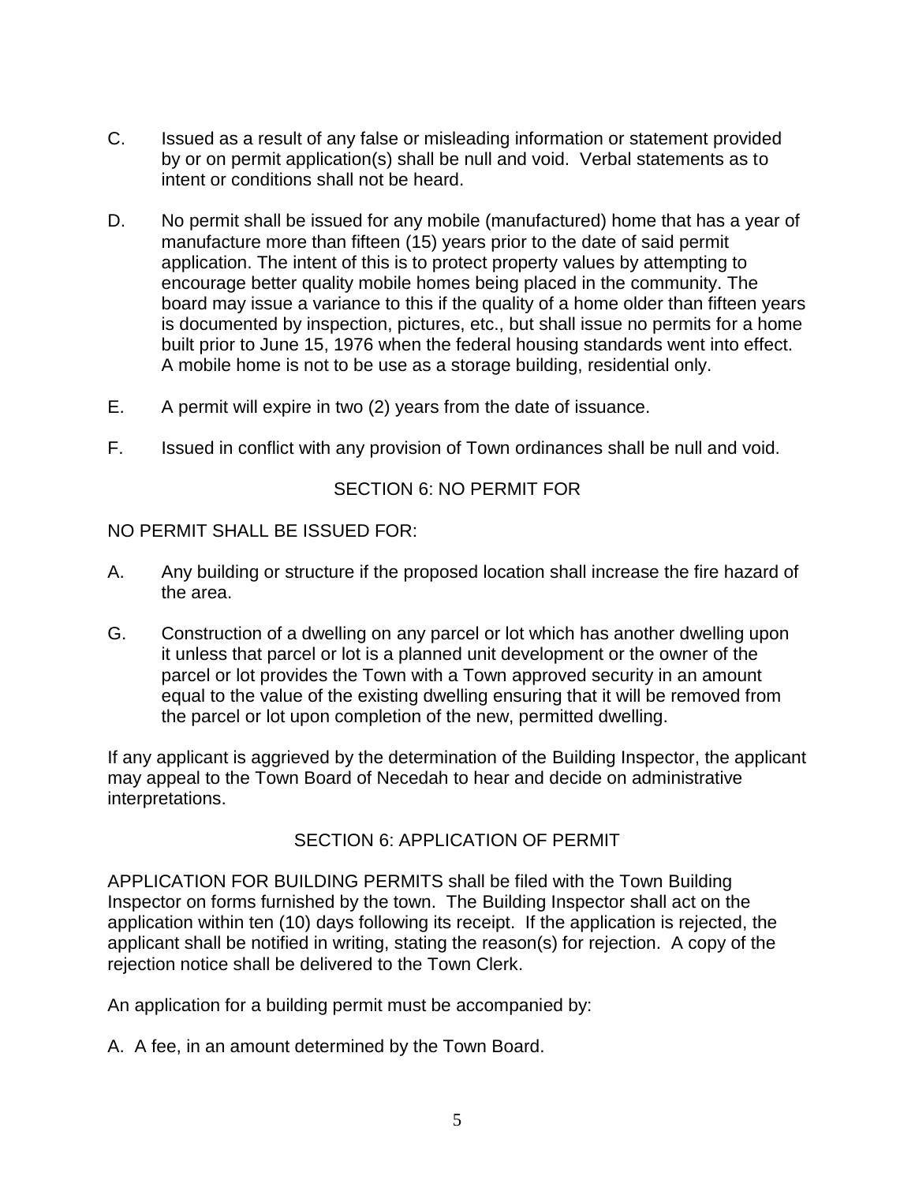C. Issued as a result of any false or misleading information or statement provided by or on permit application(s) shall be null and void. Verbal statements as to intent or conditions shall not be heard.

D. No permit shall be issued for any mobile (manufactured) home that has a year of manufacture more than fifteen (15) years prior to the date of said permit application. The intent of this is to protect property values by attempting to encourage better quality mobile homes being placed in the community. The board may issue a variance to this if the quality of a home older than fifteen years is documented by inspection, pictures, etc., but shall issue no permits for a home built prior to June 15, 1976 when the federal housing standards went into effect. A mobile home is not to be use as a storage building, residential only.

E. A permit will expire in two (2) years from the date of issuance.

F. Issued in conflict with any provision of Town ordinances shall be null and void.

## SECTION 6: NO PERMIT FOR

NO PERMIT SHALL BE ISSUED FOR:

A. Any building or structure if the proposed location shall increase the fire hazard of the area.

G. Construction of a dwelling on any parcel or lot which has another dwelling upon it unless that parcel or lot is a planned unit development or the owner of the parcel or lot provides the Town with a Town approved security in an amount equal to the value of the existing dwelling ensuring that it will be removed from the parcel or lot upon completion of the new, permitted dwelling.

If any applicant is aggrieved by the determination of the Building Inspector, the applicant may appeal to the Town Board of Necedah to hear and decide on administrative interpretations.

## SECTION 6: APPLICATION OF PERMIT

APPLICATION FOR BUILDING PERMITS shall be filed with the Town Building Inspector on forms furnished by the town. The Building Inspector shall act on the application within ten (10) days following its receipt. If the application is rejected, the applicant shall be notified in writing, stating the reason(s) for rejection. A copy of the rejection notice shall be delivered to the Town Clerk.

An application for a building permit must be accompanied by:

A. A fee, in an amount determined by the Town Board.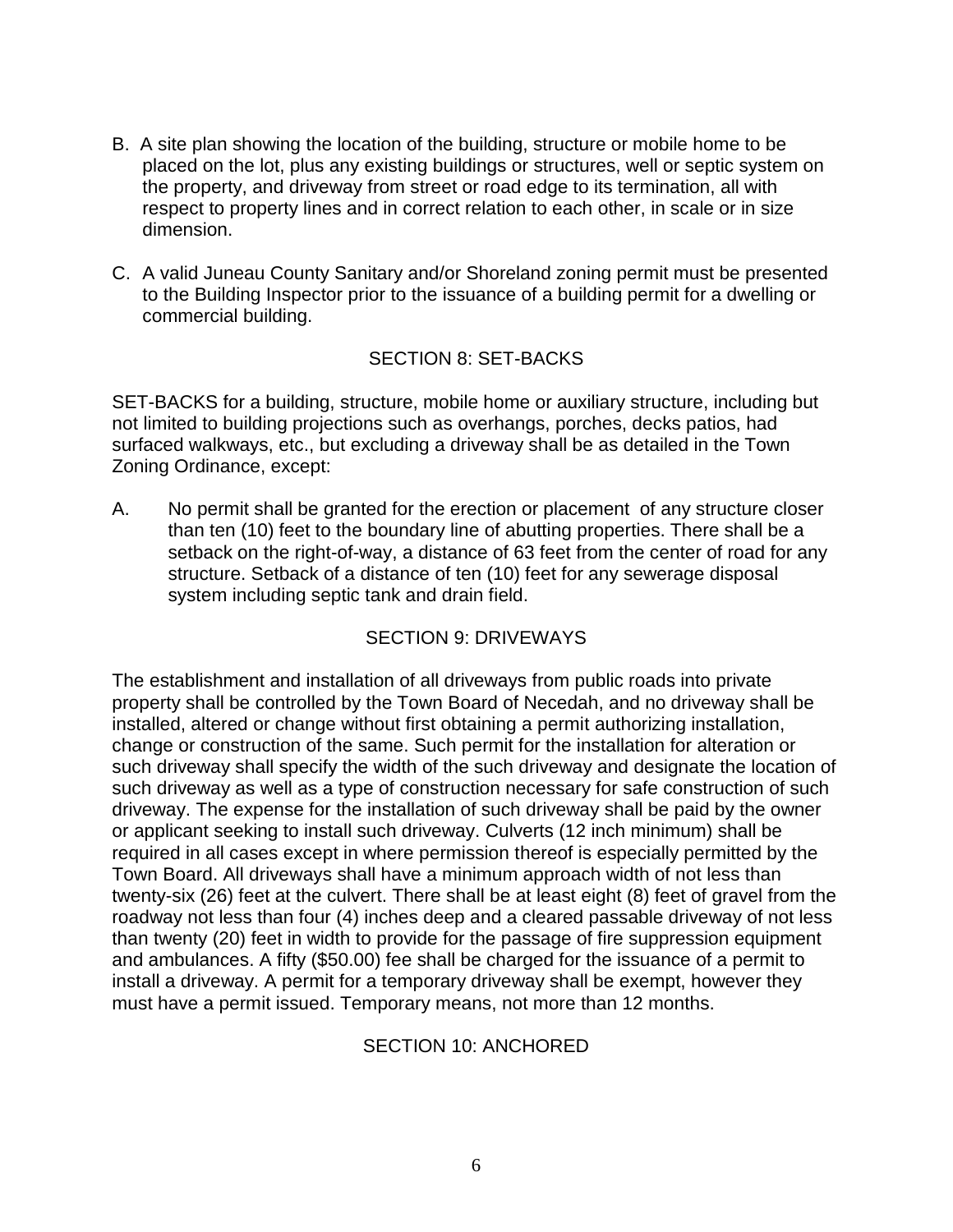B. A site plan showing the location of the building, structure or mobile home to be placed on the lot, plus any existing buildings or structures, well or septic system on the property, and driveway from street or road edge to its termination, all with respect to property lines and in correct relation to each other, in scale or in size dimension.

C. A valid Juneau County Sanitary and/or Shoreland zoning permit must be presented to the Building Inspector prior to the issuance of a building permit for a dwelling or commercial building.

## SECTION 8: SET-BACKS

SET-BACKS for a building, structure, mobile home or auxiliary structure, including but not limited to building projections such as overhangs, porches, decks patios, had surfaced walkways, etc., but excluding a driveway shall be as detailed in the Town Zoning Ordinance, except:

A. No permit shall be granted for the erection or placement of any structure closer than ten (10) feet to the boundary line of abutting properties. There shall be a setback on the right-of-way, a distance of 63 feet from the center of road for any structure. Setback of a distance of ten (10) feet for any sewerage disposal system including septic tank and drain field.

## SECTION 9: DRIVEWAYS

The establishment and installation of all driveways from public roads into private property shall be controlled by the Town Board of Necedah, and no driveway shall be installed, altered or change without first obtaining a permit authorizing installation, change or construction of the same. Such permit for the installation for alteration or such driveway shall specify the width of the such driveway and designate the location of such driveway as well as a type of construction necessary for safe construction of such driveway. The expense for the installation of such driveway shall be paid by the owner or applicant seeking to install such driveway. Culverts (12 inch minimum) shall be required in all cases except in where permission thereof is especially permitted by the Town Board. All driveways shall have a minimum approach width of not less than twenty-six (26) feet at the culvert. There shall be at least eight (8) feet of gravel from the roadway not less than four (4) inches deep and a cleared passable driveway of not less than twenty (20) feet in width to provide for the passage of fire suppression equipment and ambulances. A fifty ($50.00) fee shall be charged for the issuance of a permit to install a driveway. A permit for a temporary driveway shall be exempt, however they must have a permit issued. Temporary means, not more than 12 months.

## SECTION 10: ANCHORED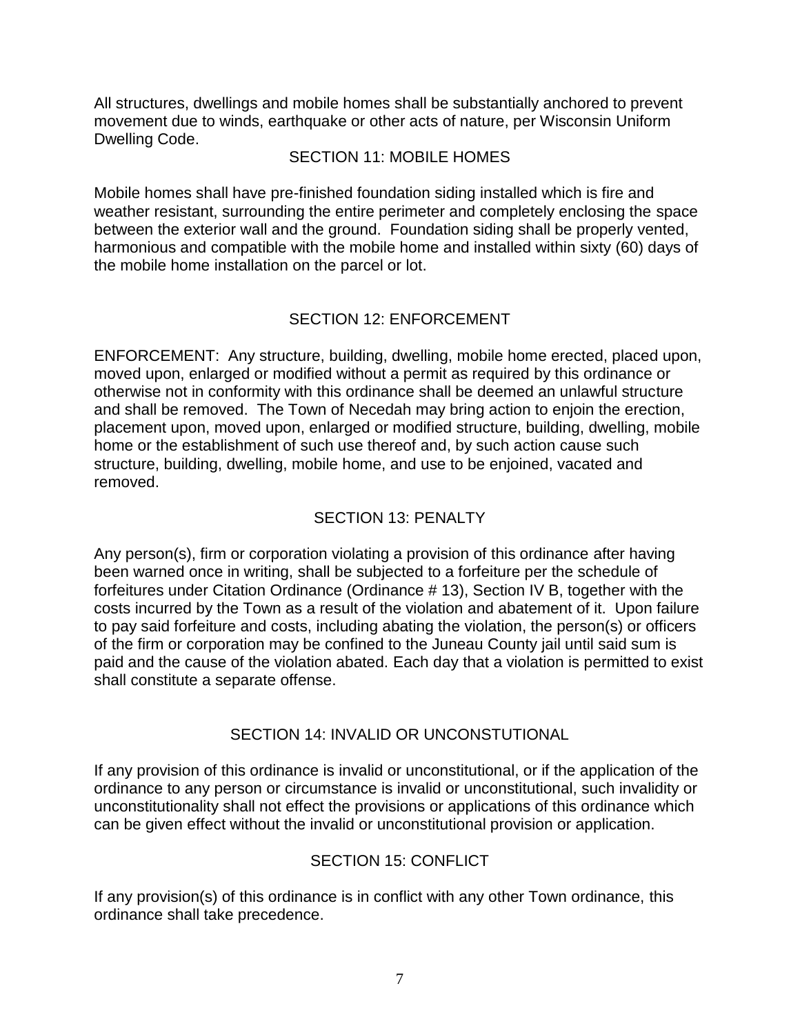All structures, dwellings and mobile homes shall be substantially anchored to prevent movement due to winds, earthquake or other acts of nature, per Wisconsin Uniform Dwelling Code.

## SECTION 11: MOBILE HOMES

Mobile homes shall have pre-finished foundation siding installed which is fire and weather resistant, surrounding the entire perimeter and completely enclosing the space between the exterior wall and the ground. Foundation siding shall be properly vented, harmonious and compatible with the mobile home and installed within sixty (60) days of the mobile home installation on the parcel or lot.

## SECTION 12: ENFORCEMENT

ENFORCEMENT: Any structure, building, dwelling, mobile home erected, placed upon, moved upon, enlarged or modified without a permit as required by this ordinance or otherwise not in conformity with this ordinance shall be deemed an unlawful structure and shall be removed. The Town of Necedah may bring action to enjoin the erection, placement upon, moved upon, enlarged or modified structure, building, dwelling, mobile home or the establishment of such use thereof and, by such action cause such structure, building, dwelling, mobile home, and use to be enjoined, vacated and removed.

## SECTION 13: PENALTY

Any person(s), firm or corporation violating a provision of this ordinance after having been warned once in writing, shall be subjected to a forfeiture per the schedule of forfeitures under Citation Ordinance (Ordinance # 13), Section IV B, together with the costs incurred by the Town as a result of the violation and abatement of it. Upon failure to pay said forfeiture and costs, including abating the violation, the person(s) or officers of the firm or corporation may be confined to the Juneau County jail until said sum is paid and the cause of the violation abated. Each day that a violation is permitted to exist shall constitute a separate offense.

## SECTION 14: INVALID OR UNCONSTUTIONAL

If any provision of this ordinance is invalid or unconstitutional, or if the application of the ordinance to any person or circumstance is invalid or unconstitutional, such invalidity or unconstitutionality shall not effect the provisions or applications of this ordinance which can be given effect without the invalid or unconstitutional provision or application.

## SECTION 15: CONFLICT

If any provision(s) of this ordinance is in conflict with any other Town ordinance, this ordinance shall take precedence.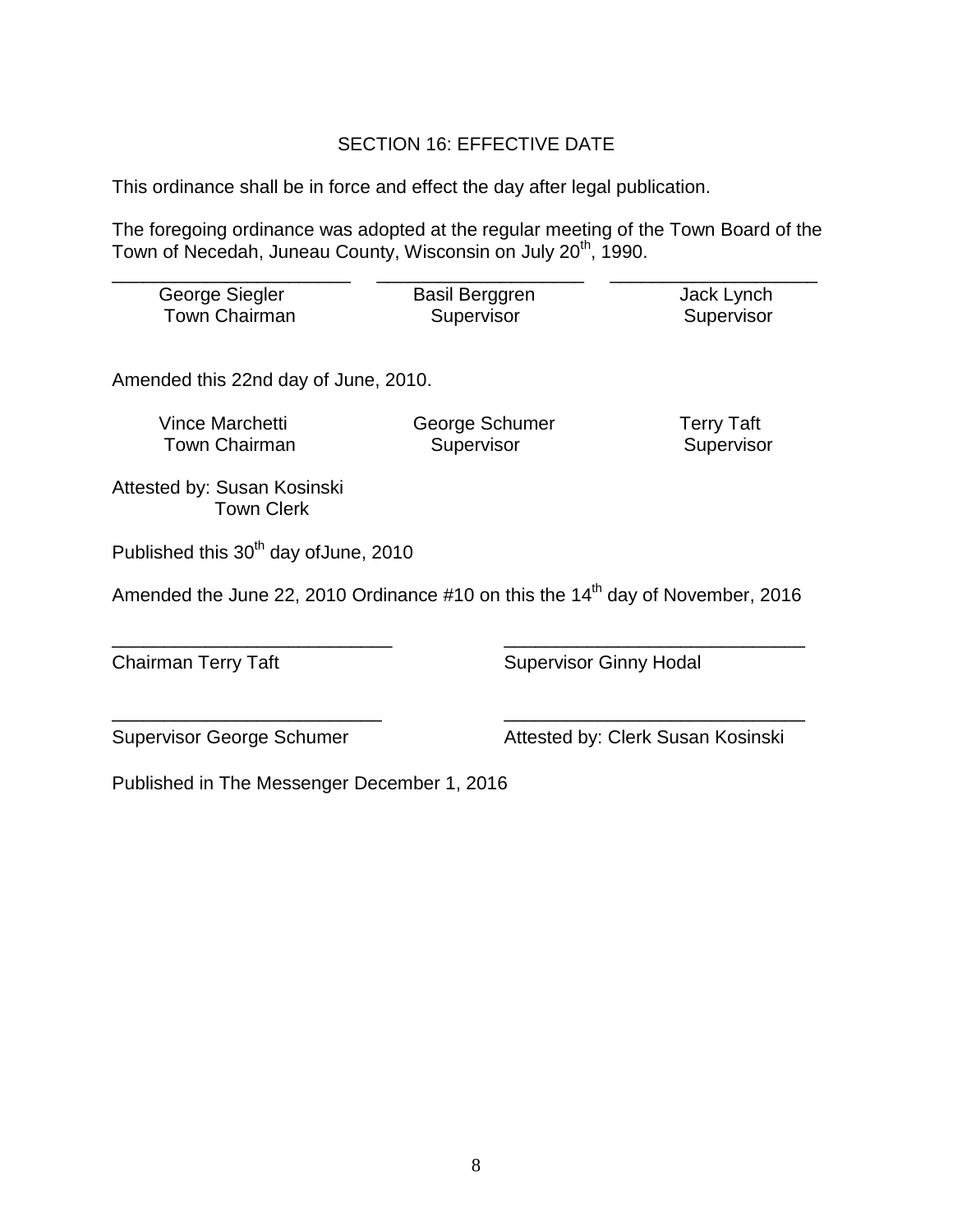## SECTION 16: EFFECTIVE DATE

This ordinance shall be in force and effect the day after legal publication.

The foregoing ordinance was adopted at the regular meeting of the Town Board of the Town of Necedah, Juneau County, Wisconsin on July 20th, 1990.

| | | |
|---|---|---|
| \_\_\_\_\_\_\_\_\_\_\_\_\_\_\_\_\_\_\_\_\_\_\_\_ | \_\_\_\_\_\_\_\_\_\_\_\_\_\_\_\_\_\_\_\_\_\_\_\_ | \_\_\_\_\_\_\_\_\_\_\_\_\_\_\_\_\_\_\_\_\_\_\_\_ |
| George Siegler<br>Town Chairman | Basil Berggren<br>Supervisor | Jack Lynch<br>Supervisor |

Amended this 22nd day of June, 2010.

| | | |
|---|---|---|
| Vince Marchetti<br>Town Chairman | George Schumer<br>Supervisor | Terry Taft<br>Supervisor |

Attested by: Susan Kosinski
Town Clerk

Published this 30th day ofJune, 2010

Amended the June 22, 2010 Ordinance #10 on this the 14th day of November, 2016

| | |
|---|---|
| \_\_\_\_\_\_\_\_\_\_\_\_\_\_\_\_\_\_\_\_\_\_\_\_\_\_\_\_ | \_\_\_\_\_\_\_\_\_\_\_\_\_\_\_\_\_\_\_\_\_\_\_\_\_\_\_\_ |
| Chairman Terry Taft | Supervisor Ginny Hodal |
| \_\_\_\_\_\_\_\_\_\_\_\_\_\_\_\_\_\_\_\_\_\_\_\_\_\_\_\_ | \_\_\_\_\_\_\_\_\_\_\_\_\_\_\_\_\_\_\_\_\_\_\_\_\_\_\_\_ |
| Supervisor George Schumer | Attested by: Clerk Susan Kosinski |

Published in The Messenger December 1, 2016